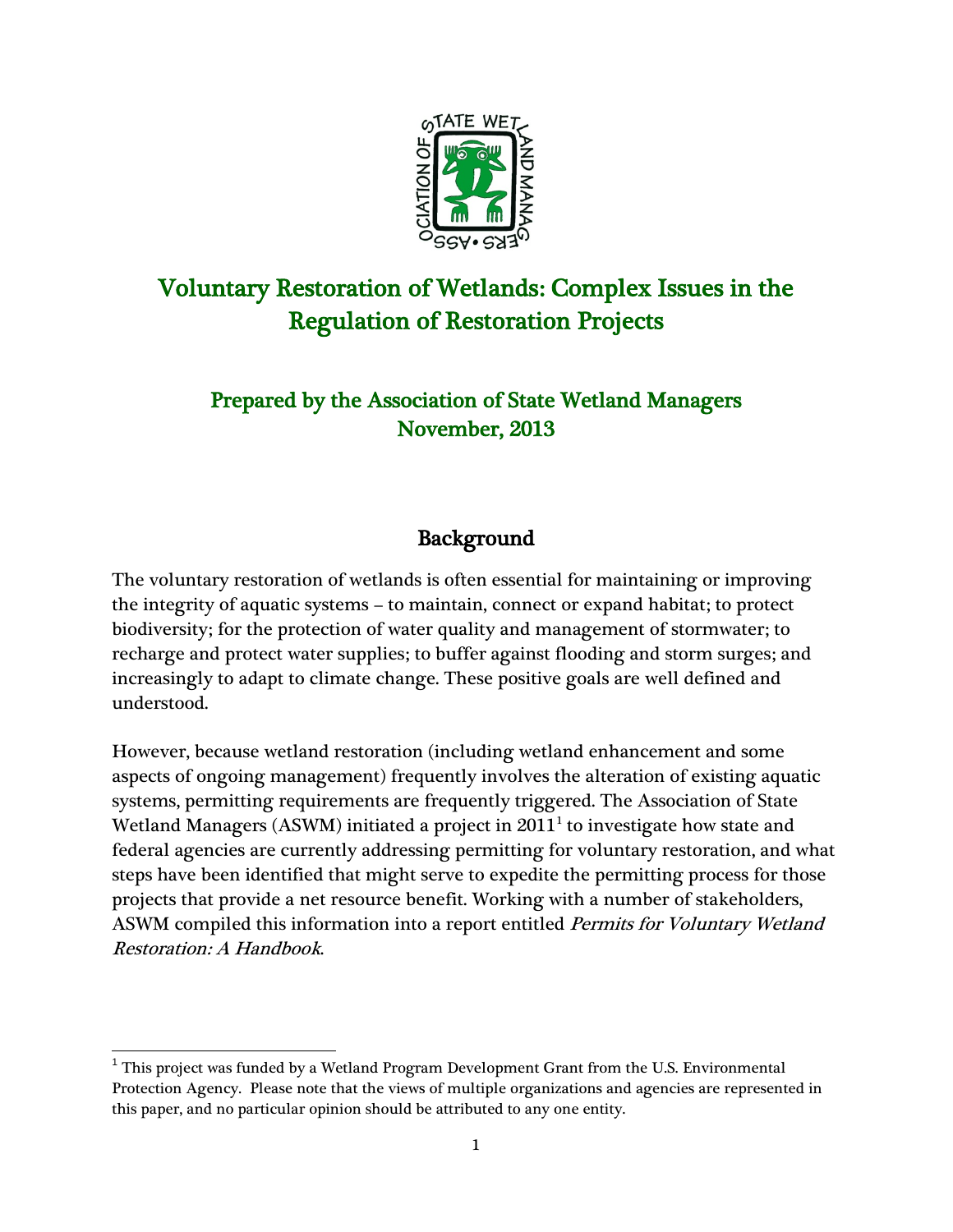# Voluntary Restoration of Wetlands: Complex Issues in the Regulation of Restoration Projects

## Prepared by the Association of State Wetland Managers
## November, 2013

## Background

The voluntary restoration of wetlands is often essential for maintaining or improving the integrity of aquatic systems – to maintain, connect or expand habitat; to protect biodiversity; for the protection of water quality and management of stormwater; to recharge and protect water supplies; to buffer against flooding and storm surges; and increasingly to adapt to climate change. These positive goals are well defined and understood.

However, because wetland restoration (including wetland enhancement and some aspects of ongoing management) frequently involves the alteration of existing aquatic systems, permitting requirements are frequently triggered. The Association of State Wetland Managers (ASWM) initiated a project in 2011[1] to investigate how state and federal agencies are currently addressing permitting for voluntary restoration, and what steps have been identified that might serve to expedite the permitting process for those projects that provide a net resource benefit. Working with a number of stakeholders, ASWM compiled this information into a report entitled *Permits for Voluntary Wetland Restoration: A Handbook*.

---

[1] This project was funded by a Wetland Program Development Grant from the U.S. Environmental Protection Agency. Please note that the views of multiple organizations and agencies are represented in this paper, and no particular opinion should be attributed to any one entity.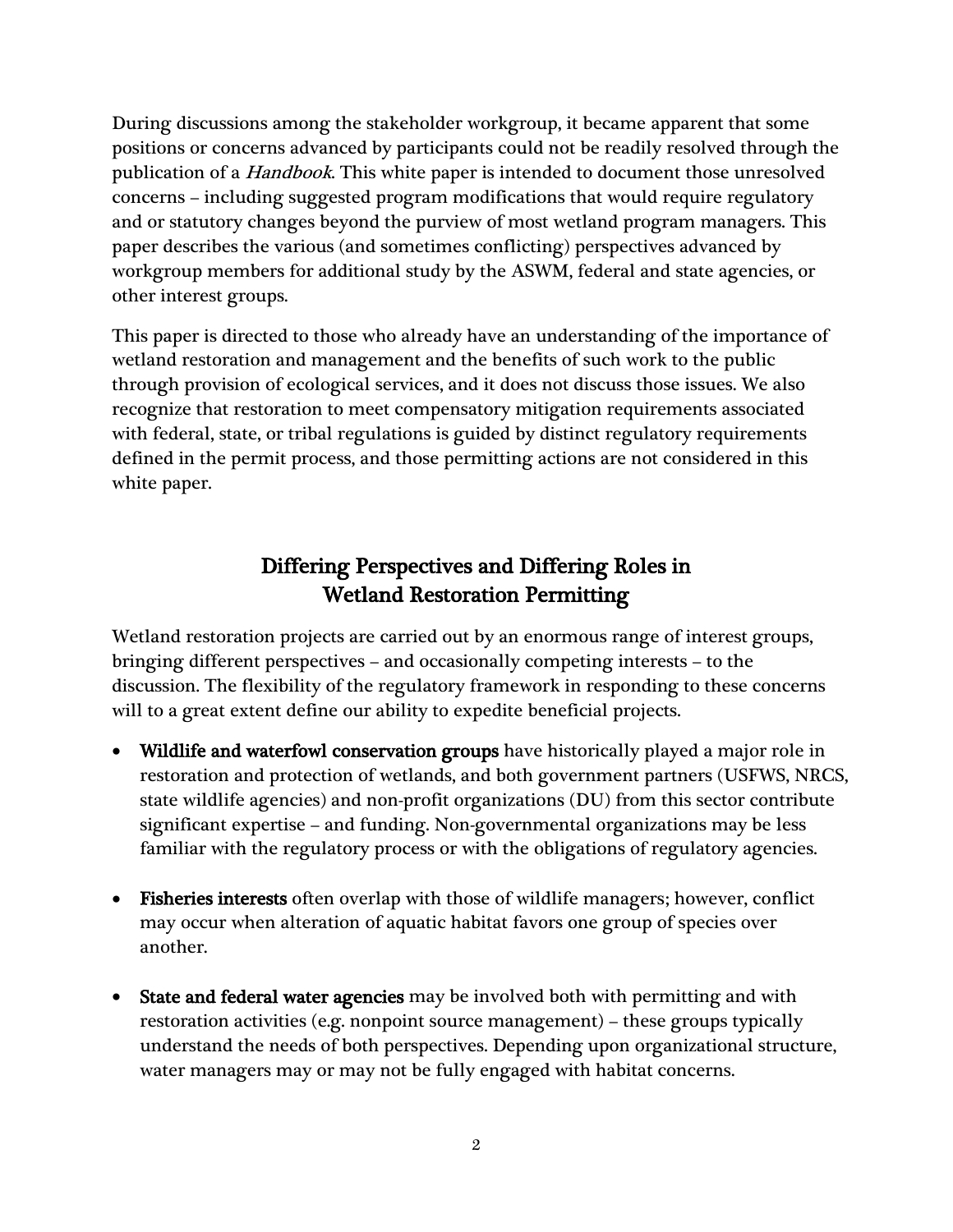During discussions among the stakeholder workgroup, it became apparent that some positions or concerns advanced by participants could not be readily resolved through the publication of a *Handbook*. This white paper is intended to document those unresolved concerns – including suggested program modifications that would require regulatory and or statutory changes beyond the purview of most wetland program managers. This paper describes the various (and sometimes conflicting) perspectives advanced by workgroup members for additional study by the ASWM, federal and state agencies, or other interest groups.

This paper is directed to those who already have an understanding of the importance of wetland restoration and management and the benefits of such work to the public through provision of ecological services, and it does not discuss those issues. We also recognize that restoration to meet compensatory mitigation requirements associated with federal, state, or tribal regulations is guided by distinct regulatory requirements defined in the permit process, and those permitting actions are not considered in this white paper.

## Differing Perspectives and Differing Roles in Wetland Restoration Permitting

Wetland restoration projects are carried out by an enormous range of interest groups, bringing different perspectives – and occasionally competing interests – to the discussion. The flexibility of the regulatory framework in responding to these concerns will to a great extent define our ability to expedite beneficial projects.

- **Wildlife and waterfowl conservation groups** have historically played a major role in restoration and protection of wetlands, and both government partners (USFWS, NRCS, state wildlife agencies) and non-profit organizations (DU) from this sector contribute significant expertise – and funding. Non-governmental organizations may be less familiar with the regulatory process or with the obligations of regulatory agencies.

- **Fisheries interests** often overlap with those of wildlife managers; however, conflict may occur when alteration of aquatic habitat favors one group of species over another.

- **State and federal water agencies** may be involved both with permitting and with restoration activities (e.g. nonpoint source management) – these groups typically understand the needs of both perspectives. Depending upon organizational structure, water managers may or may not be fully engaged with habitat concerns.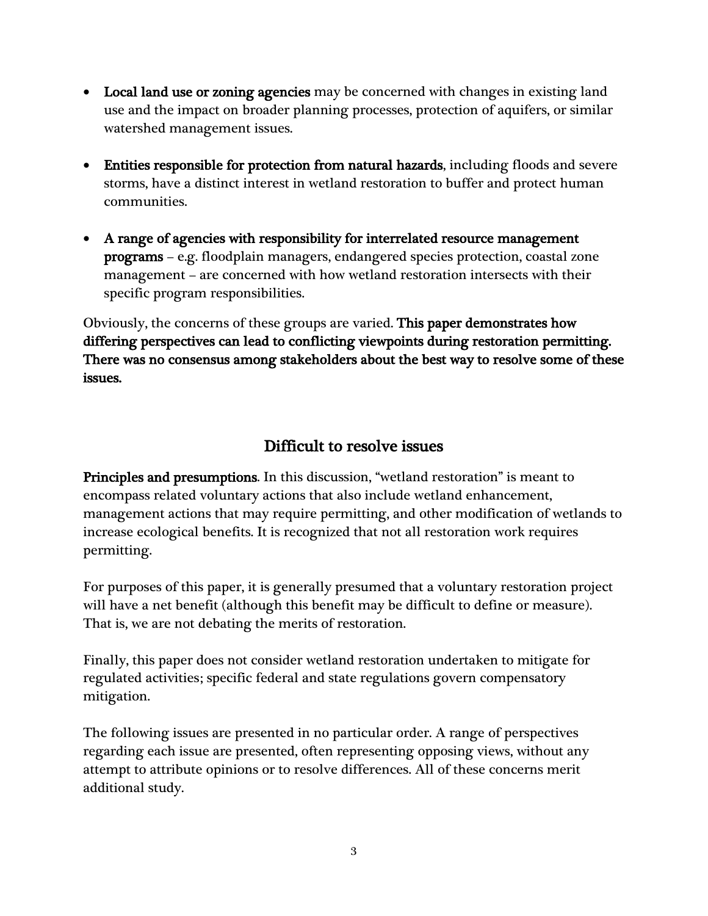- **Local land use or zoning agencies** may be concerned with changes in existing land use and the impact on broader planning processes, protection of aquifers, or similar watershed management issues.

- **Entities responsible for protection from natural hazards**, including floods and severe storms, have a distinct interest in wetland restoration to buffer and protect human communities.

- **A range of agencies with responsibility for interrelated resource management programs** – e.g. floodplain managers, endangered species protection, coastal zone management – are concerned with how wetland restoration intersects with their specific program responsibilities.

Obviously, the concerns of these groups are varied. **This paper demonstrates how differing perspectives can lead to conflicting viewpoints during restoration permitting. There was no consensus among stakeholders about the best way to resolve some of these issues.**

## Difficult to resolve issues

**Principles and presumptions**. In this discussion, "wetland restoration" is meant to encompass related voluntary actions that also include wetland enhancement, management actions that may require permitting, and other modification of wetlands to increase ecological benefits. It is recognized that not all restoration work requires permitting.

For purposes of this paper, it is generally presumed that a voluntary restoration project will have a net benefit (although this benefit may be difficult to define or measure). That is, we are not debating the merits of restoration.

Finally, this paper does not consider wetland restoration undertaken to mitigate for regulated activities; specific federal and state regulations govern compensatory mitigation.

The following issues are presented in no particular order. A range of perspectives regarding each issue are presented, often representing opposing views, without any attempt to attribute opinions or to resolve differences. All of these concerns merit additional study.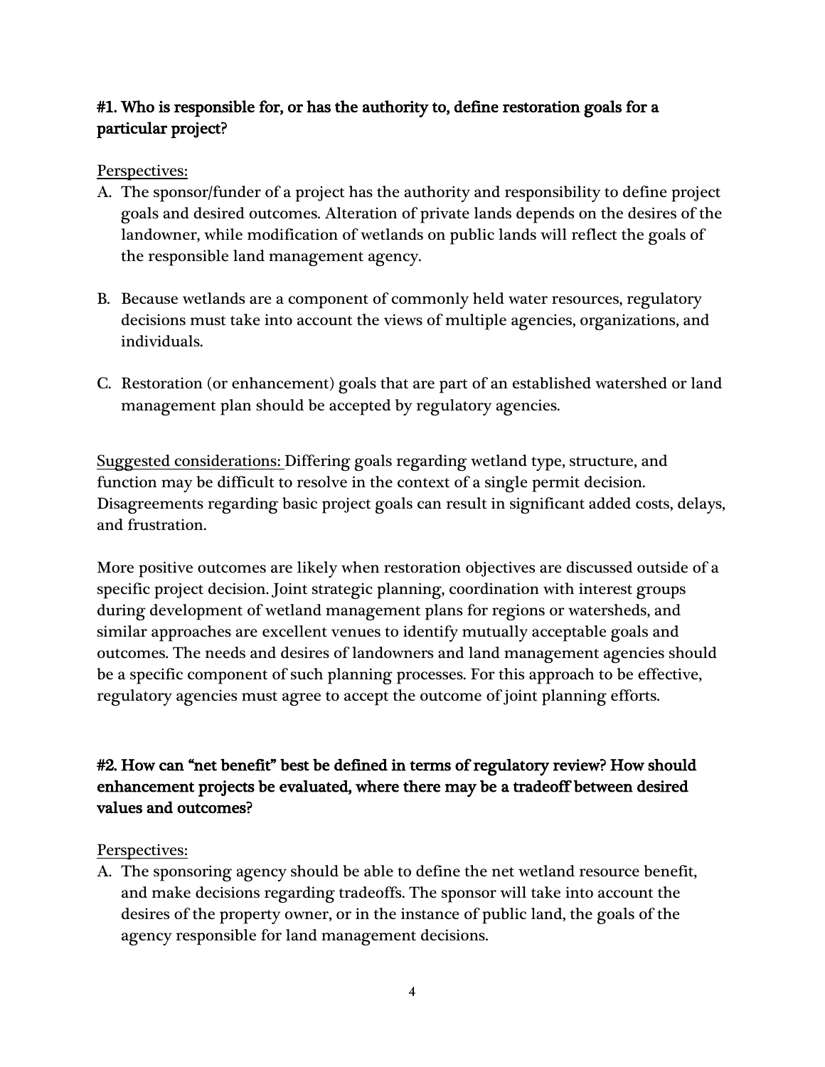### #1. Who is responsible for, or has the authority to, define restoration goals for a particular project?

Perspectives:

A. The sponsor/funder of a project has the authority and responsibility to define project goals and desired outcomes. Alteration of private lands depends on the desires of the landowner, while modification of wetlands on public lands will reflect the goals of the responsible land management agency.

B. Because wetlands are a component of commonly held water resources, regulatory decisions must take into account the views of multiple agencies, organizations, and individuals.

C. Restoration (or enhancement) goals that are part of an established watershed or land management plan should be accepted by regulatory agencies.

Suggested considerations: Differing goals regarding wetland type, structure, and function may be difficult to resolve in the context of a single permit decision. Disagreements regarding basic project goals can result in significant added costs, delays, and frustration.

More positive outcomes are likely when restoration objectives are discussed outside of a specific project decision. Joint strategic planning, coordination with interest groups during development of wetland management plans for regions or watersheds, and similar approaches are excellent venues to identify mutually acceptable goals and outcomes. The needs and desires of landowners and land management agencies should be a specific component of such planning processes. For this approach to be effective, regulatory agencies must agree to accept the outcome of joint planning efforts.

### #2. How can "net benefit" best be defined in terms of regulatory review? How should enhancement projects be evaluated, where there may be a tradeoff between desired values and outcomes?

Perspectives:

A. The sponsoring agency should be able to define the net wetland resource benefit, and make decisions regarding tradeoffs. The sponsor will take into account the desires of the property owner, or in the instance of public land, the goals of the agency responsible for land management decisions.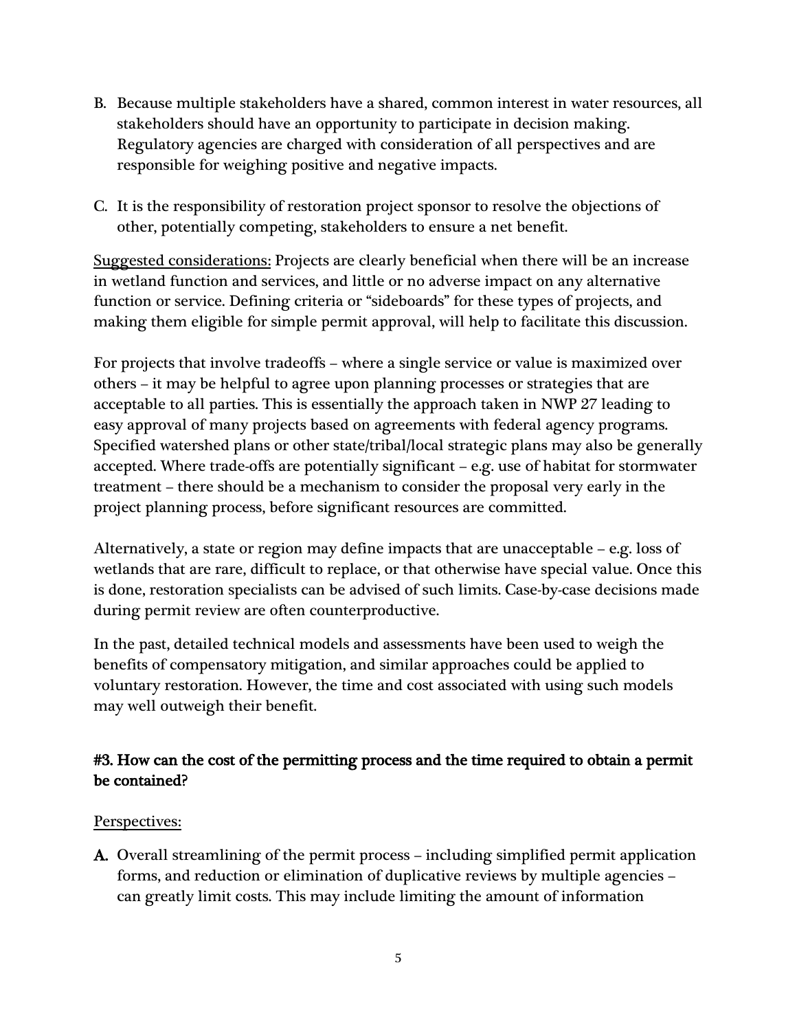B. Because multiple stakeholders have a shared, common interest in water resources, all stakeholders should have an opportunity to participate in decision making. Regulatory agencies are charged with consideration of all perspectives and are responsible for weighing positive and negative impacts.

C. It is the responsibility of restoration project sponsor to resolve the objections of other, potentially competing, stakeholders to ensure a net benefit.

<u>Suggested considerations:</u> Projects are clearly beneficial when there will be an increase in wetland function and services, and little or no adverse impact on any alternative function or service. Defining criteria or "sideboards" for these types of projects, and making them eligible for simple permit approval, will help to facilitate this discussion.

For projects that involve tradeoffs – where a single service or value is maximized over others – it may be helpful to agree upon planning processes or strategies that are acceptable to all parties. This is essentially the approach taken in NWP 27 leading to easy approval of many projects based on agreements with federal agency programs. Specified watershed plans or other state/tribal/local strategic plans may also be generally accepted. Where trade-offs are potentially significant – e.g. use of habitat for stormwater treatment – there should be a mechanism to consider the proposal very early in the project planning process, before significant resources are committed.

Alternatively, a state or region may define impacts that are unacceptable – e.g. loss of wetlands that are rare, difficult to replace, or that otherwise have special value. Once this is done, restoration specialists can be advised of such limits. Case-by-case decisions made during permit review are often counterproductive.

In the past, detailed technical models and assessments have been used to weigh the benefits of compensatory mitigation, and similar approaches could be applied to voluntary restoration. However, the time and cost associated with using such models may well outweigh their benefit.

### #3. How can the cost of the permitting process and the time required to obtain a permit be contained?

<u>Perspectives:</u>

**A.** Overall streamlining of the permit process – including simplified permit application forms, and reduction or elimination of duplicative reviews by multiple agencies – can greatly limit costs. This may include limiting the amount of information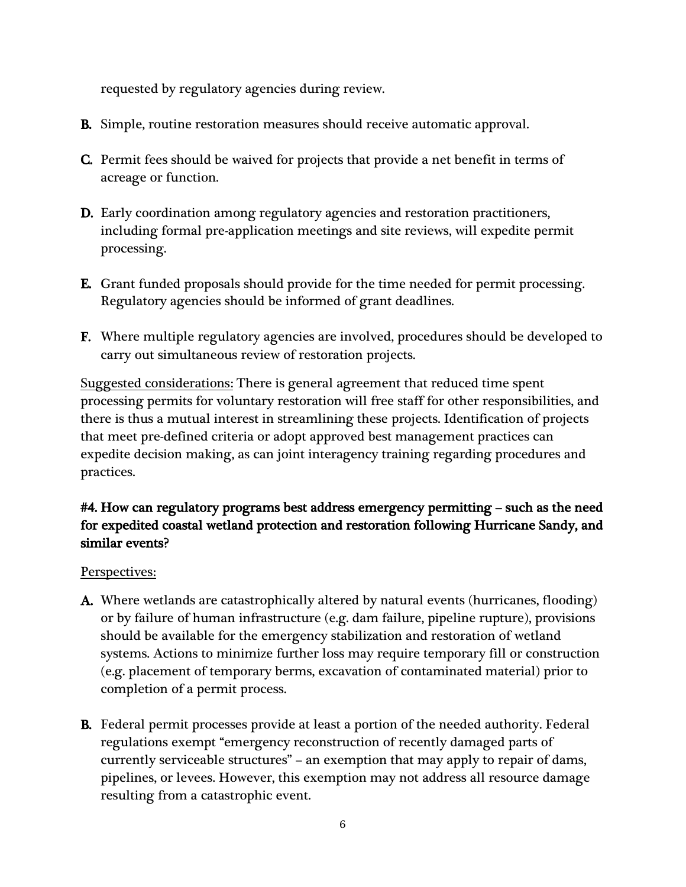requested by regulatory agencies during review.

**B.** Simple, routine restoration measures should receive automatic approval.

**C.** Permit fees should be waived for projects that provide a net benefit in terms of acreage or function.

**D.** Early coordination among regulatory agencies and restoration practitioners, including formal pre-application meetings and site reviews, will expedite permit processing.

**E.** Grant funded proposals should provide for the time needed for permit processing. Regulatory agencies should be informed of grant deadlines.

**F.** Where multiple regulatory agencies are involved, procedures should be developed to carry out simultaneous review of restoration projects.

<u>Suggested considerations:</u> There is general agreement that reduced time spent processing permits for voluntary restoration will free staff for other responsibilities, and there is thus a mutual interest in streamlining these projects. Identification of projects that meet pre-defined criteria or adopt approved best management practices can expedite decision making, as can joint interagency training regarding procedures and practices.

### #4. How can regulatory programs best address emergency permitting – such as the need for expedited coastal wetland protection and restoration following Hurricane Sandy, and similar events?

<u>Perspectives:</u>

**A.** Where wetlands are catastrophically altered by natural events (hurricanes, flooding) or by failure of human infrastructure (e.g. dam failure, pipeline rupture), provisions should be available for the emergency stabilization and restoration of wetland systems. Actions to minimize further loss may require temporary fill or construction (e.g. placement of temporary berms, excavation of contaminated material) prior to completion of a permit process.

**B.** Federal permit processes provide at least a portion of the needed authority. Federal regulations exempt "emergency reconstruction of recently damaged parts of currently serviceable structures" – an exemption that may apply to repair of dams, pipelines, or levees. However, this exemption may not address all resource damage resulting from a catastrophic event.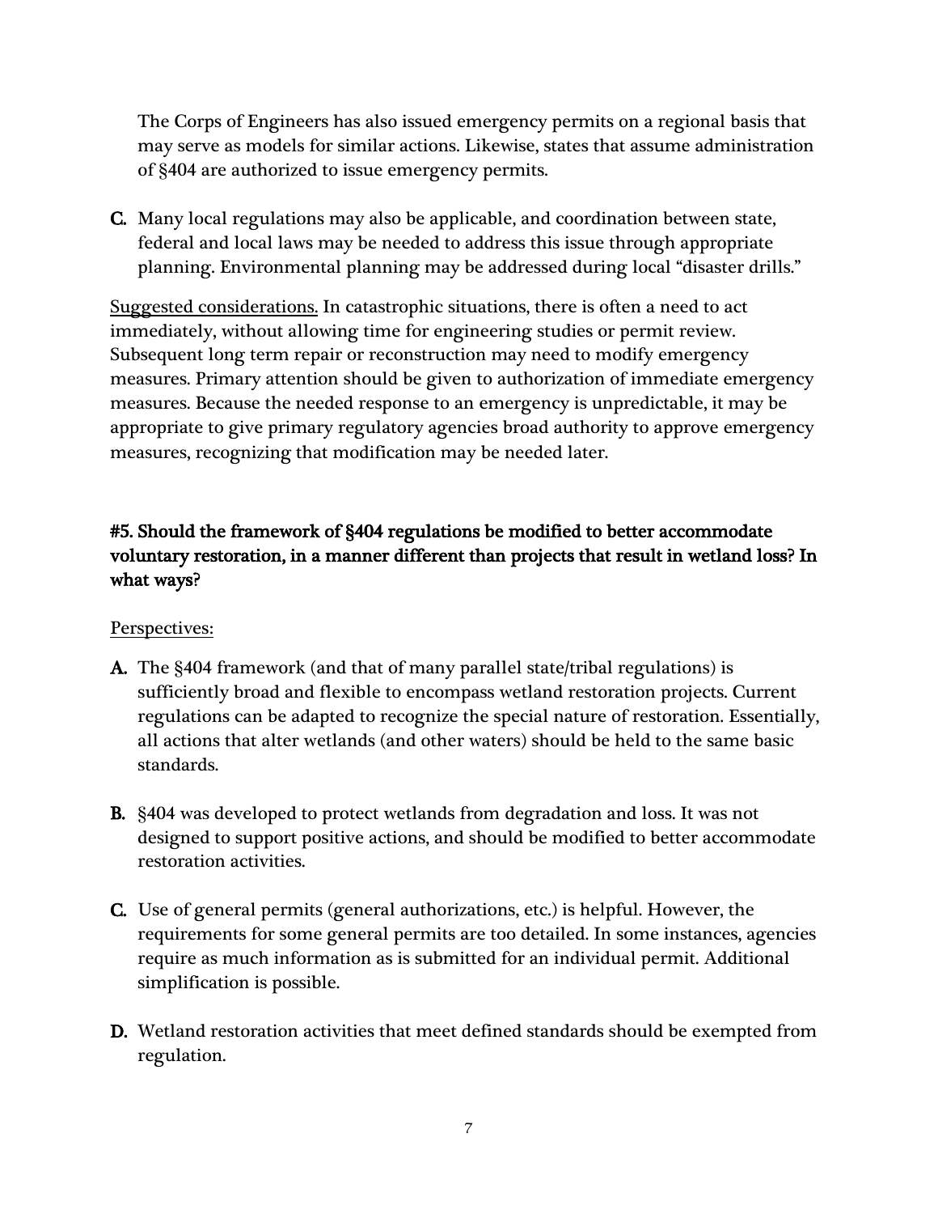The Corps of Engineers has also issued emergency permits on a regional basis that may serve as models for similar actions. Likewise, states that assume administration of §404 are authorized to issue emergency permits.

**C.** Many local regulations may also be applicable, and coordination between state, federal and local laws may be needed to address this issue through appropriate planning. Environmental planning may be addressed during local "disaster drills."

<u>Suggested considerations.</u> In catastrophic situations, there is often a need to act immediately, without allowing time for engineering studies or permit review. Subsequent long term repair or reconstruction may need to modify emergency measures. Primary attention should be given to authorization of immediate emergency measures. Because the needed response to an emergency is unpredictable, it may be appropriate to give primary regulatory agencies broad authority to approve emergency measures, recognizing that modification may be needed later.

### #5. Should the framework of §404 regulations be modified to better accommodate voluntary restoration, in a manner different than projects that result in wetland loss? In what ways?

<u>Perspectives:</u>

**A.** The §404 framework (and that of many parallel state/tribal regulations) is sufficiently broad and flexible to encompass wetland restoration projects. Current regulations can be adapted to recognize the special nature of restoration. Essentially, all actions that alter wetlands (and other waters) should be held to the same basic standards.

**B.** §404 was developed to protect wetlands from degradation and loss. It was not designed to support positive actions, and should be modified to better accommodate restoration activities.

**C.** Use of general permits (general authorizations, etc.) is helpful. However, the requirements for some general permits are too detailed. In some instances, agencies require as much information as is submitted for an individual permit. Additional simplification is possible.

**D.** Wetland restoration activities that meet defined standards should be exempted from regulation.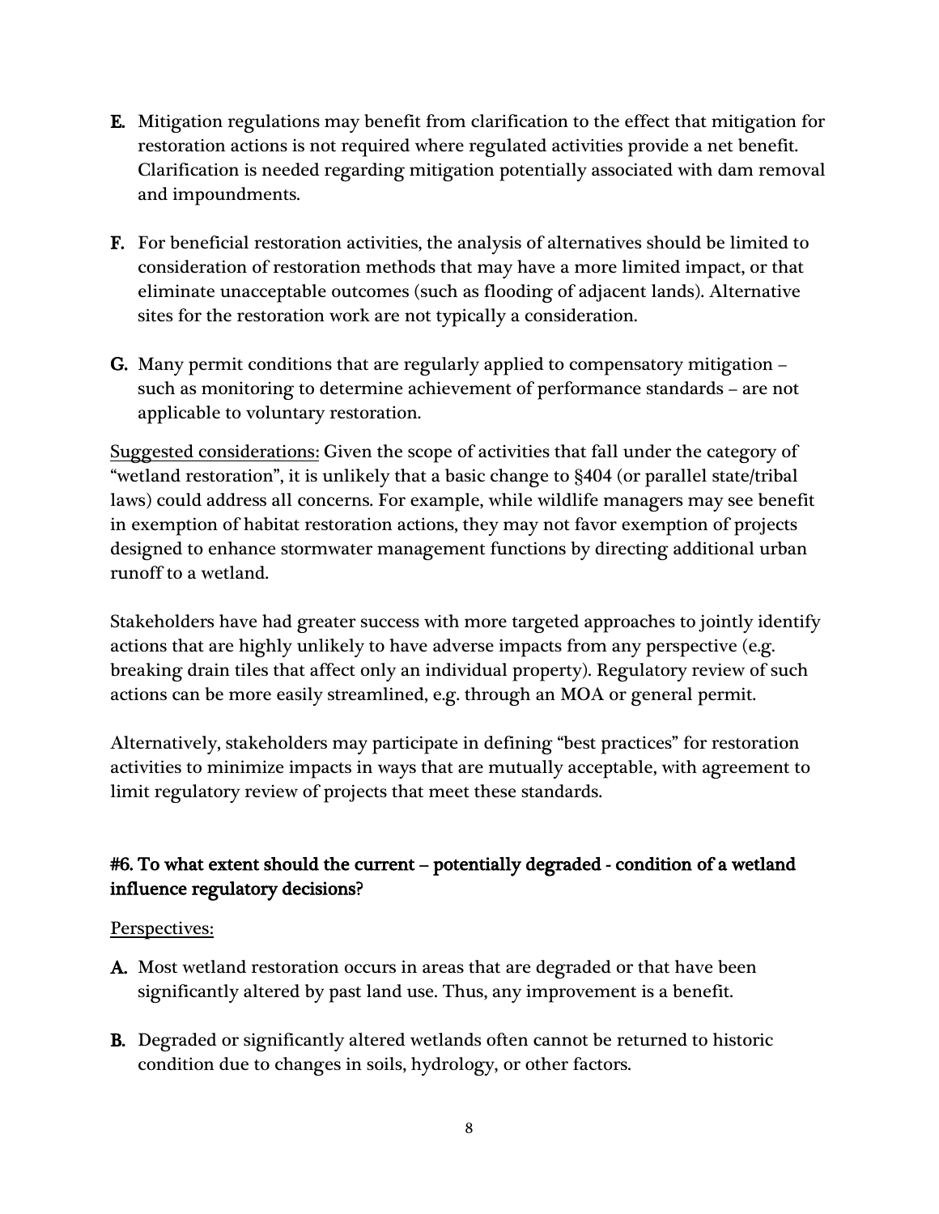**E.** Mitigation regulations may benefit from clarification to the effect that mitigation for restoration actions is not required where regulated activities provide a net benefit. Clarification is needed regarding mitigation potentially associated with dam removal and impoundments.

**F.** For beneficial restoration activities, the analysis of alternatives should be limited to consideration of restoration methods that may have a more limited impact, or that eliminate unacceptable outcomes (such as flooding of adjacent lands). Alternative sites for the restoration work are not typically a consideration.

**G.** Many permit conditions that are regularly applied to compensatory mitigation – such as monitoring to determine achievement of performance standards – are not applicable to voluntary restoration.

Suggested considerations: Given the scope of activities that fall under the category of "wetland restoration", it is unlikely that a basic change to §404 (or parallel state/tribal laws) could address all concerns. For example, while wildlife managers may see benefit in exemption of habitat restoration actions, they may not favor exemption of projects designed to enhance stormwater management functions by directing additional urban runoff to a wetland.

Stakeholders have had greater success with more targeted approaches to jointly identify actions that are highly unlikely to have adverse impacts from any perspective (e.g. breaking drain tiles that affect only an individual property). Regulatory review of such actions can be more easily streamlined, e.g. through an MOA or general permit.

Alternatively, stakeholders may participate in defining "best practices" for restoration activities to minimize impacts in ways that are mutually acceptable, with agreement to limit regulatory review of projects that meet these standards.

### #6. To what extent should the current – potentially degraded - condition of a wetland influence regulatory decisions?

Perspectives:

**A.** Most wetland restoration occurs in areas that are degraded or that have been significantly altered by past land use. Thus, any improvement is a benefit.

**B.** Degraded or significantly altered wetlands often cannot be returned to historic condition due to changes in soils, hydrology, or other factors.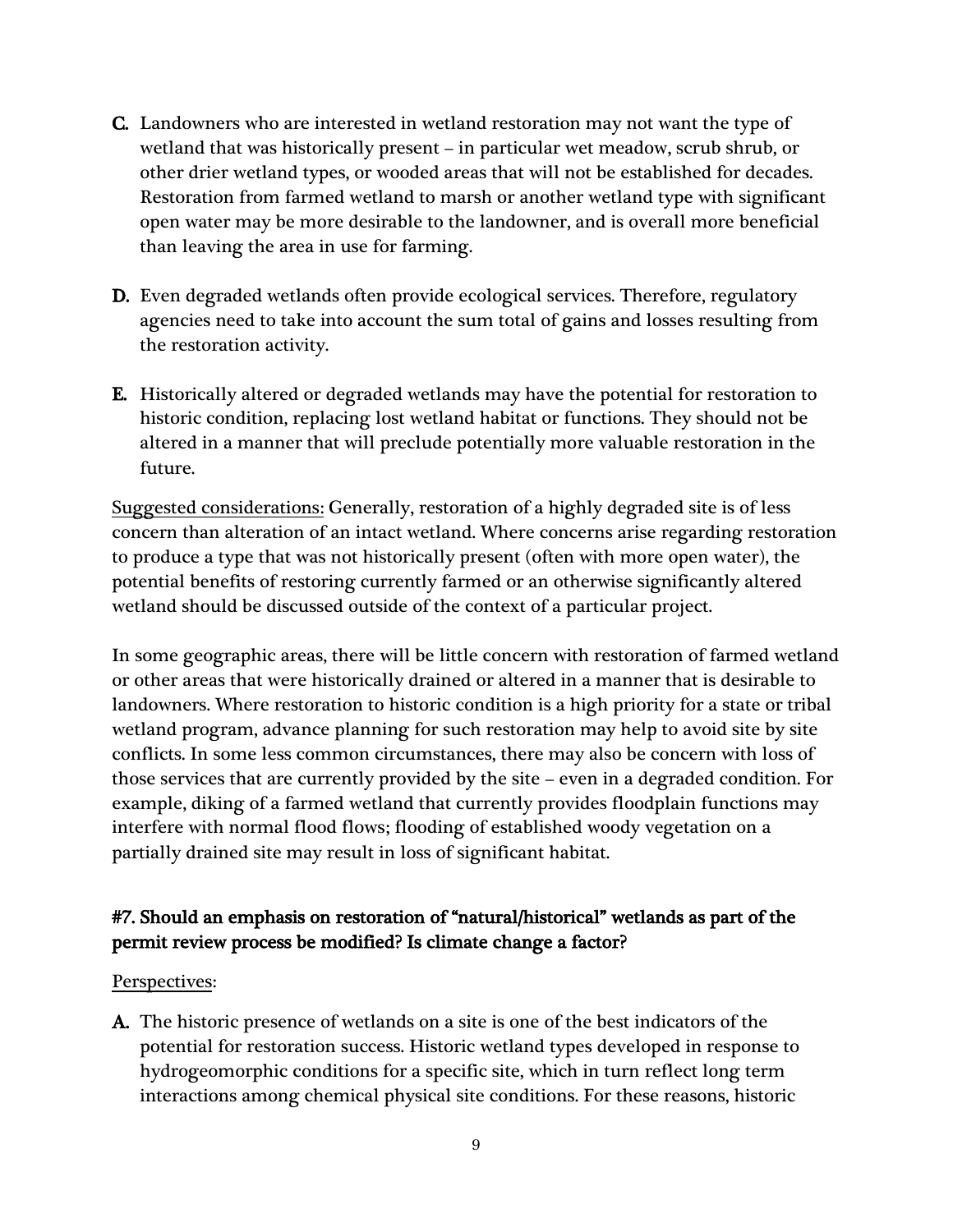**C.** Landowners who are interested in wetland restoration may not want the type of wetland that was historically present – in particular wet meadow, scrub shrub, or other drier wetland types, or wooded areas that will not be established for decades. Restoration from farmed wetland to marsh or another wetland type with significant open water may be more desirable to the landowner, and is overall more beneficial than leaving the area in use for farming.

**D.** Even degraded wetlands often provide ecological services. Therefore, regulatory agencies need to take into account the sum total of gains and losses resulting from the restoration activity.

**E.** Historically altered or degraded wetlands may have the potential for restoration to historic condition, replacing lost wetland habitat or functions. They should not be altered in a manner that will preclude potentially more valuable restoration in the future.

Suggested considerations: Generally, restoration of a highly degraded site is of less concern than alteration of an intact wetland. Where concerns arise regarding restoration to produce a type that was not historically present (often with more open water), the potential benefits of restoring currently farmed or an otherwise significantly altered wetland should be discussed outside of the context of a particular project.

In some geographic areas, there will be little concern with restoration of farmed wetland or other areas that were historically drained or altered in a manner that is desirable to landowners. Where restoration to historic condition is a high priority for a state or tribal wetland program, advance planning for such restoration may help to avoid site by site conflicts. In some less common circumstances, there may also be concern with loss of those services that are currently provided by the site – even in a degraded condition. For example, diking of a farmed wetland that currently provides floodplain functions may interfere with normal flood flows; flooding of established woody vegetation on a partially drained site may result in loss of significant habitat.

### #7. Should an emphasis on restoration of "natural/historical" wetlands as part of the permit review process be modified? Is climate change a factor?

Perspectives:

**A.** The historic presence of wetlands on a site is one of the best indicators of the potential for restoration success. Historic wetland types developed in response to hydrogeomorphic conditions for a specific site, which in turn reflect long term interactions among chemical physical site conditions. For these reasons, historic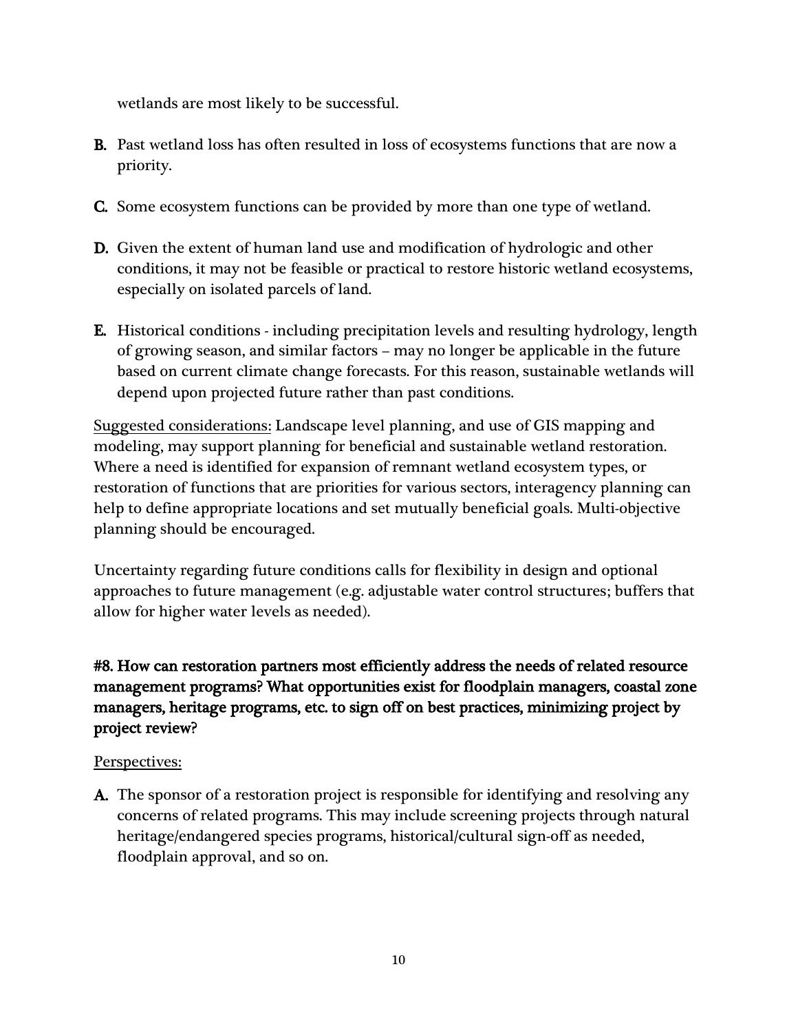wetlands are most likely to be successful.

**B.** Past wetland loss has often resulted in loss of ecosystems functions that are now a priority.

**C.** Some ecosystem functions can be provided by more than one type of wetland.

**D.** Given the extent of human land use and modification of hydrologic and other conditions, it may not be feasible or practical to restore historic wetland ecosystems, especially on isolated parcels of land.

**E.** Historical conditions - including precipitation levels and resulting hydrology, length of growing season, and similar factors – may no longer be applicable in the future based on current climate change forecasts. For this reason, sustainable wetlands will depend upon projected future rather than past conditions.

Suggested considerations: Landscape level planning, and use of GIS mapping and modeling, may support planning for beneficial and sustainable wetland restoration. Where a need is identified for expansion of remnant wetland ecosystem types, or restoration of functions that are priorities for various sectors, interagency planning can help to define appropriate locations and set mutually beneficial goals. Multi-objective planning should be encouraged.

Uncertainty regarding future conditions calls for flexibility in design and optional approaches to future management (e.g. adjustable water control structures; buffers that allow for higher water levels as needed).

### #8. How can restoration partners most efficiently address the needs of related resource management programs? What opportunities exist for floodplain managers, coastal zone managers, heritage programs, etc. to sign off on best practices, minimizing project by project review?

Perspectives:

**A.** The sponsor of a restoration project is responsible for identifying and resolving any concerns of related programs. This may include screening projects through natural heritage/endangered species programs, historical/cultural sign-off as needed, floodplain approval, and so on.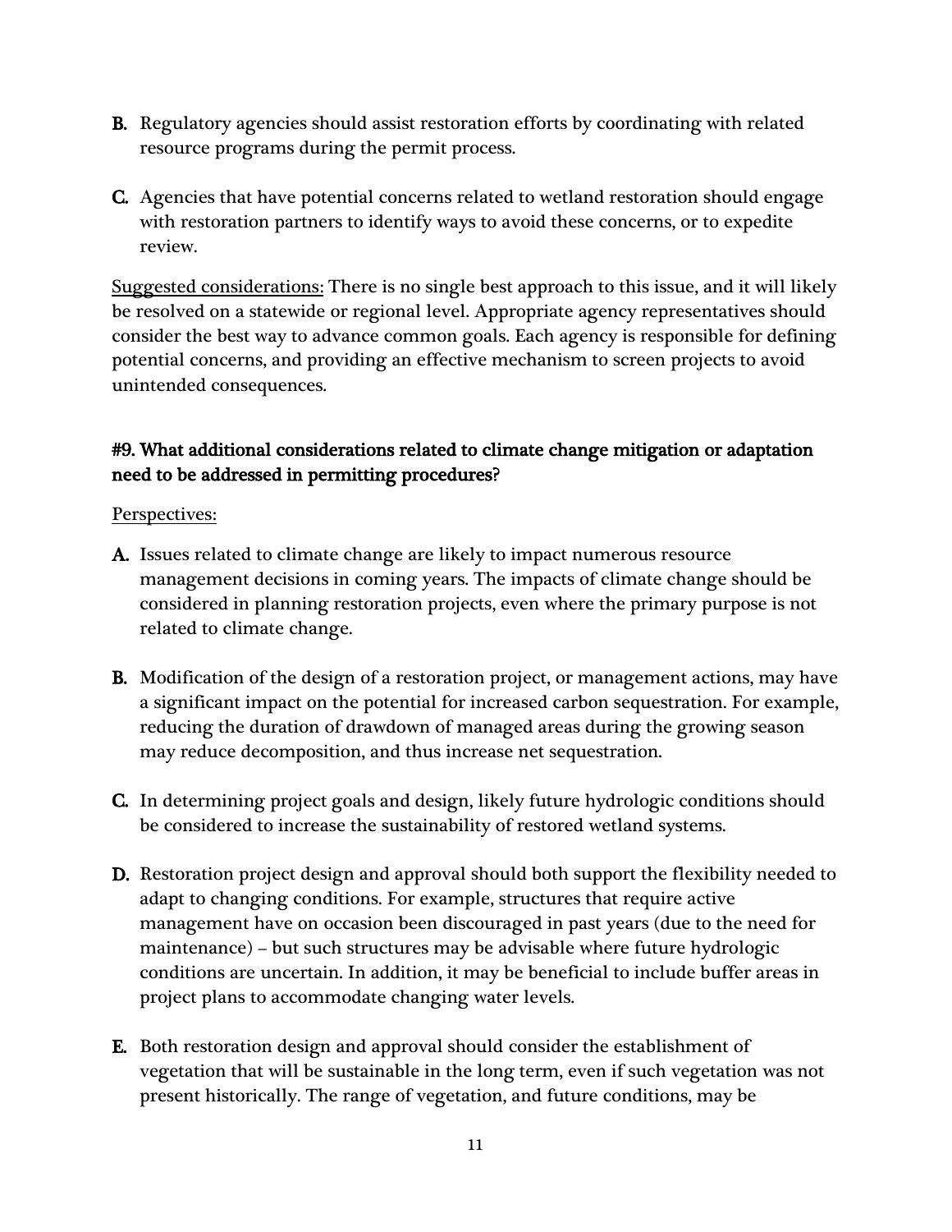**B.** Regulatory agencies should assist restoration efforts by coordinating with related resource programs during the permit process.

**C.** Agencies that have potential concerns related to wetland restoration should engage with restoration partners to identify ways to avoid these concerns, or to expedite review.

<u>Suggested considerations:</u> There is no single best approach to this issue, and it will likely be resolved on a statewide or regional level. Appropriate agency representatives should consider the best way to advance common goals. Each agency is responsible for defining potential concerns, and providing an effective mechanism to screen projects to avoid unintended consequences.

### #9. What additional considerations related to climate change mitigation or adaptation need to be addressed in permitting procedures?

<u>Perspectives:</u>

**A.** Issues related to climate change are likely to impact numerous resource management decisions in coming years. The impacts of climate change should be considered in planning restoration projects, even where the primary purpose is not related to climate change.

**B.** Modification of the design of a restoration project, or management actions, may have a significant impact on the potential for increased carbon sequestration. For example, reducing the duration of drawdown of managed areas during the growing season may reduce decomposition, and thus increase net sequestration.

**C.** In determining project goals and design, likely future hydrologic conditions should be considered to increase the sustainability of restored wetland systems.

**D.** Restoration project design and approval should both support the flexibility needed to adapt to changing conditions. For example, structures that require active management have on occasion been discouraged in past years (due to the need for maintenance) – but such structures may be advisable where future hydrologic conditions are uncertain. In addition, it may be beneficial to include buffer areas in project plans to accommodate changing water levels.

**E.** Both restoration design and approval should consider the establishment of vegetation that will be sustainable in the long term, even if such vegetation was not present historically. The range of vegetation, and future conditions, may be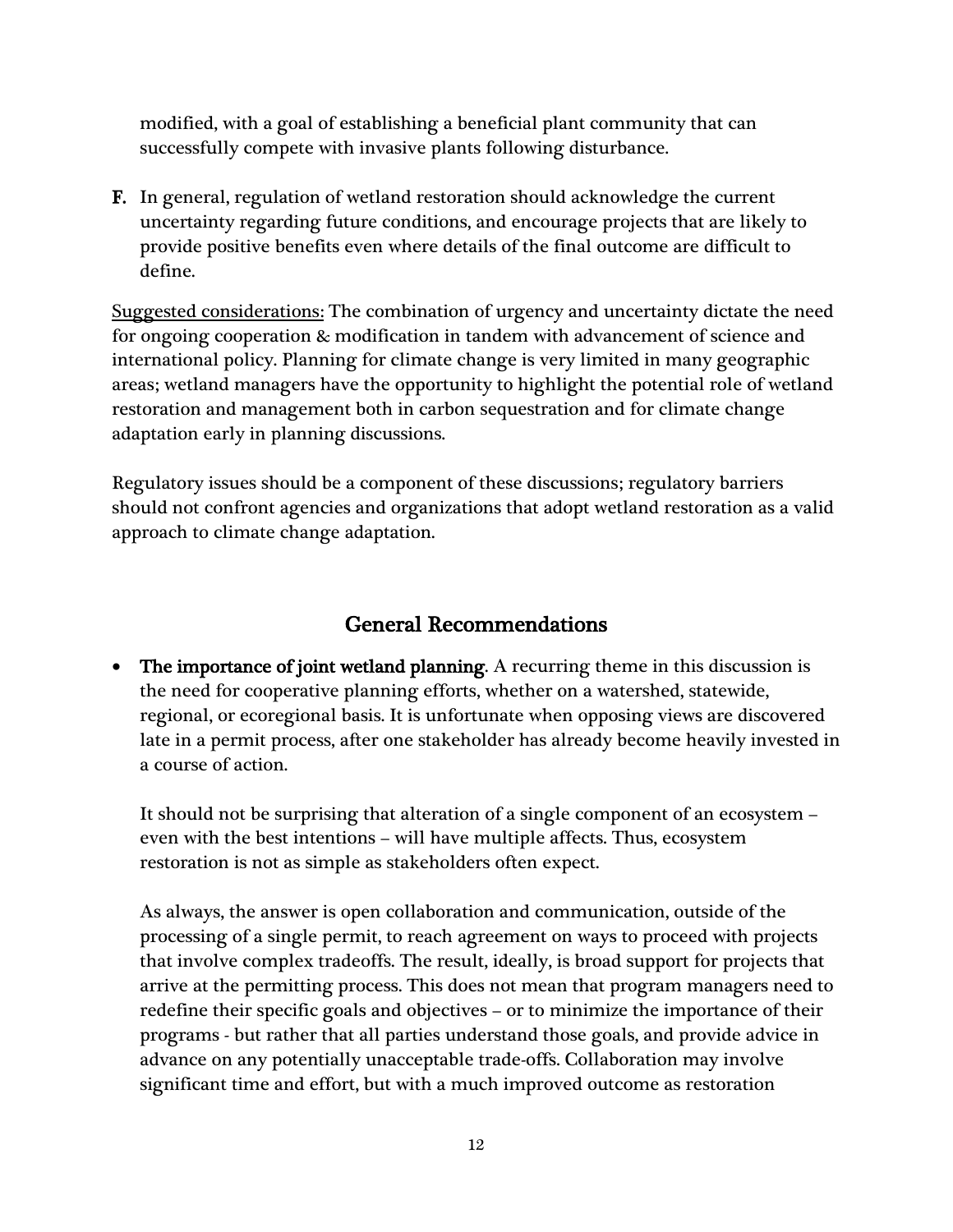modified, with a goal of establishing a beneficial plant community that can successfully compete with invasive plants following disturbance.

**F.** In general, regulation of wetland restoration should acknowledge the current uncertainty regarding future conditions, and encourage projects that are likely to provide positive benefits even where details of the final outcome are difficult to define.

<u>Suggested considerations:</u> The combination of urgency and uncertainty dictate the need for ongoing cooperation & modification in tandem with advancement of science and international policy. Planning for climate change is very limited in many geographic areas; wetland managers have the opportunity to highlight the potential role of wetland restoration and management both in carbon sequestration and for climate change adaptation early in planning discussions.

Regulatory issues should be a component of these discussions; regulatory barriers should not confront agencies and organizations that adopt wetland restoration as a valid approach to climate change adaptation.

## General Recommendations

- **The importance of joint wetland planning**. A recurring theme in this discussion is the need for cooperative planning efforts, whether on a watershed, statewide, regional, or ecoregional basis. It is unfortunate when opposing views are discovered late in a permit process, after one stakeholder has already become heavily invested in a course of action.

  It should not be surprising that alteration of a single component of an ecosystem – even with the best intentions – will have multiple affects. Thus, ecosystem restoration is not as simple as stakeholders often expect.

  As always, the answer is open collaboration and communication, outside of the processing of a single permit, to reach agreement on ways to proceed with projects that involve complex tradeoffs. The result, ideally, is broad support for projects that arrive at the permitting process. This does not mean that program managers need to redefine their specific goals and objectives – or to minimize the importance of their programs - but rather that all parties understand those goals, and provide advice in advance on any potentially unacceptable trade-offs. Collaboration may involve significant time and effort, but with a much improved outcome as restoration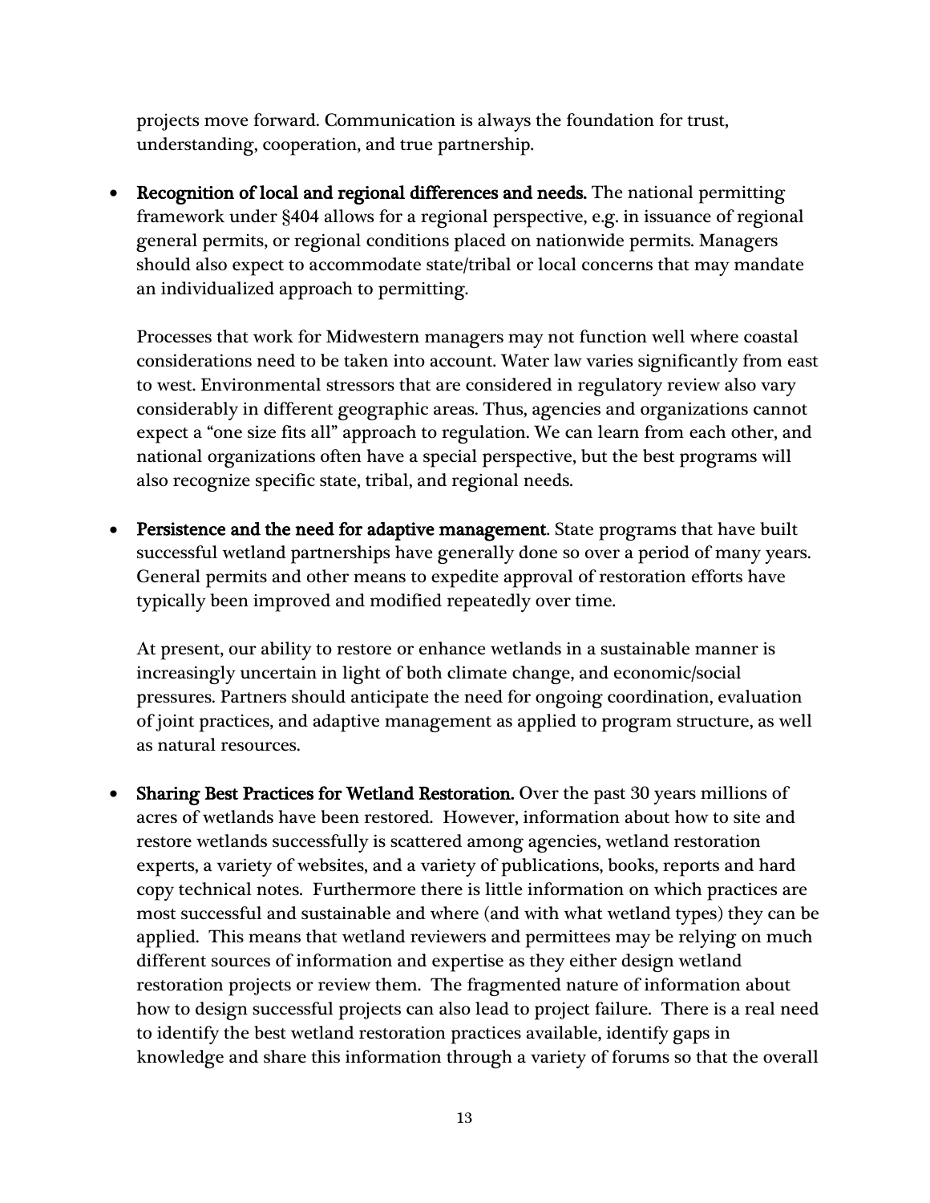projects move forward. Communication is always the foundation for trust, understanding, cooperation, and true partnership.

- **Recognition of local and regional differences and needs.** The national permitting framework under §404 allows for a regional perspective, e.g. in issuance of regional general permits, or regional conditions placed on nationwide permits. Managers should also expect to accommodate state/tribal or local concerns that may mandate an individualized approach to permitting.

  Processes that work for Midwestern managers may not function well where coastal considerations need to be taken into account. Water law varies significantly from east to west. Environmental stressors that are considered in regulatory review also vary considerably in different geographic areas. Thus, agencies and organizations cannot expect a "one size fits all" approach to regulation. We can learn from each other, and national organizations often have a special perspective, but the best programs will also recognize specific state, tribal, and regional needs.

- **Persistence and the need for adaptive management**. State programs that have built successful wetland partnerships have generally done so over a period of many years. General permits and other means to expedite approval of restoration efforts have typically been improved and modified repeatedly over time.

  At present, our ability to restore or enhance wetlands in a sustainable manner is increasingly uncertain in light of both climate change, and economic/social pressures. Partners should anticipate the need for ongoing coordination, evaluation of joint practices, and adaptive management as applied to program structure, as well as natural resources.

- **Sharing Best Practices for Wetland Restoration.** Over the past 30 years millions of acres of wetlands have been restored. However, information about how to site and restore wetlands successfully is scattered among agencies, wetland restoration experts, a variety of websites, and a variety of publications, books, reports and hard copy technical notes. Furthermore there is little information on which practices are most successful and sustainable and where (and with what wetland types) they can be applied. This means that wetland reviewers and permittees may be relying on much different sources of information and expertise as they either design wetland restoration projects or review them. The fragmented nature of information about how to design successful projects can also lead to project failure. There is a real need to identify the best wetland restoration practices available, identify gaps in knowledge and share this information through a variety of forums so that the overall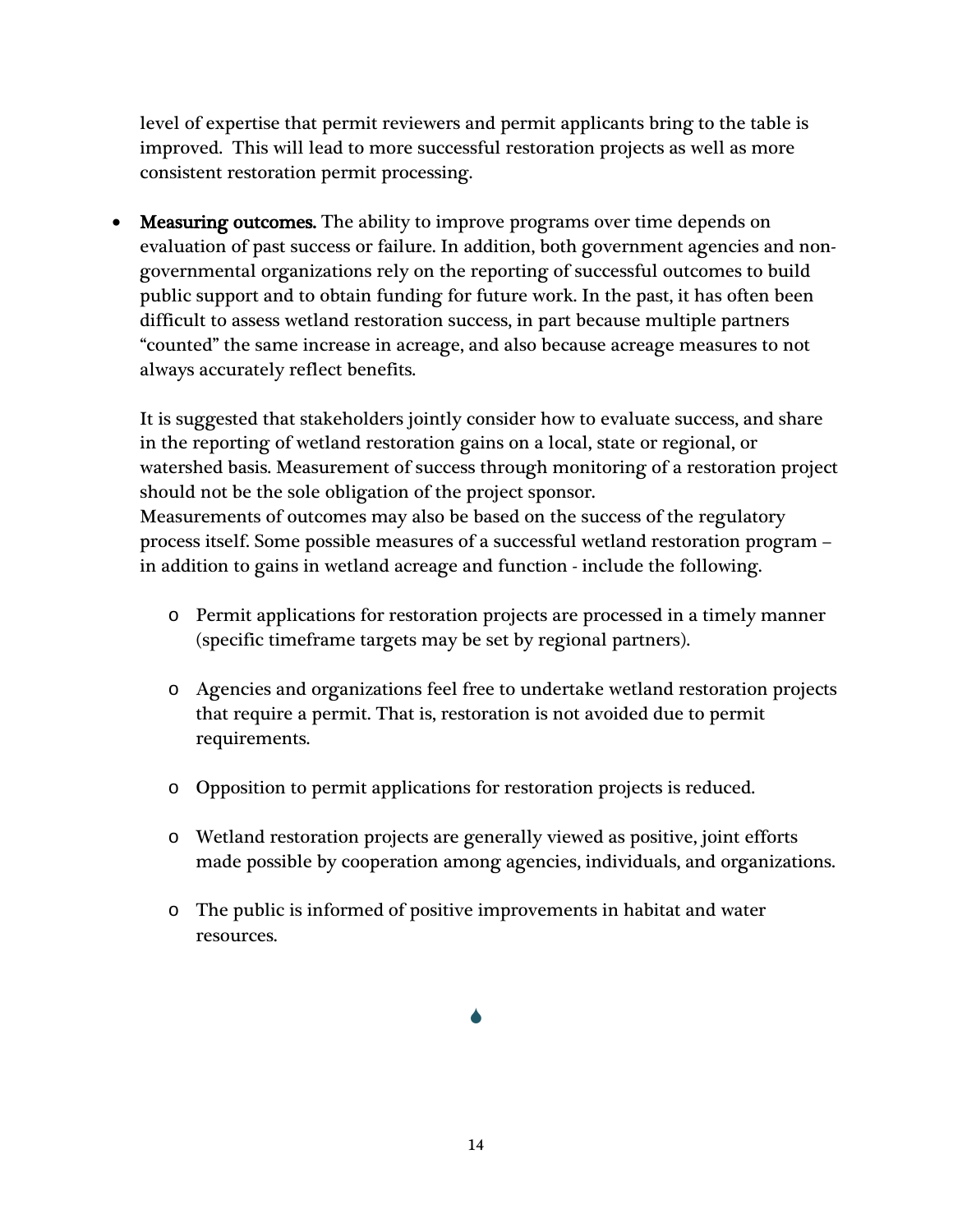level of expertise that permit reviewers and permit applicants bring to the table is improved. This will lead to more successful restoration projects as well as more consistent restoration permit processing.

- **Measuring outcomes.** The ability to improve programs over time depends on evaluation of past success or failure. In addition, both government agencies and non-governmental organizations rely on the reporting of successful outcomes to build public support and to obtain funding for future work. In the past, it has often been difficult to assess wetland restoration success, in part because multiple partners "counted" the same increase in acreage, and also because acreage measures to not always accurately reflect benefits.

  It is suggested that stakeholders jointly consider how to evaluate success, and share in the reporting of wetland restoration gains on a local, state or regional, or watershed basis. Measurement of success through monitoring of a restoration project should not be the sole obligation of the project sponsor.
  Measurements of outcomes may also be based on the success of the regulatory process itself. Some possible measures of a successful wetland restoration program – in addition to gains in wetland acreage and function - include the following.

  - Permit applications for restoration projects are processed in a timely manner (specific timeframe targets may be set by regional partners).
  - Agencies and organizations feel free to undertake wetland restoration projects that require a permit. That is, restoration is not avoided due to permit requirements.
  - Opposition to permit applications for restoration projects is reduced.
  - Wetland restoration projects are generally viewed as positive, joint efforts made possible by cooperation among agencies, individuals, and organizations.
  - The public is informed of positive improvements in habitat and water resources.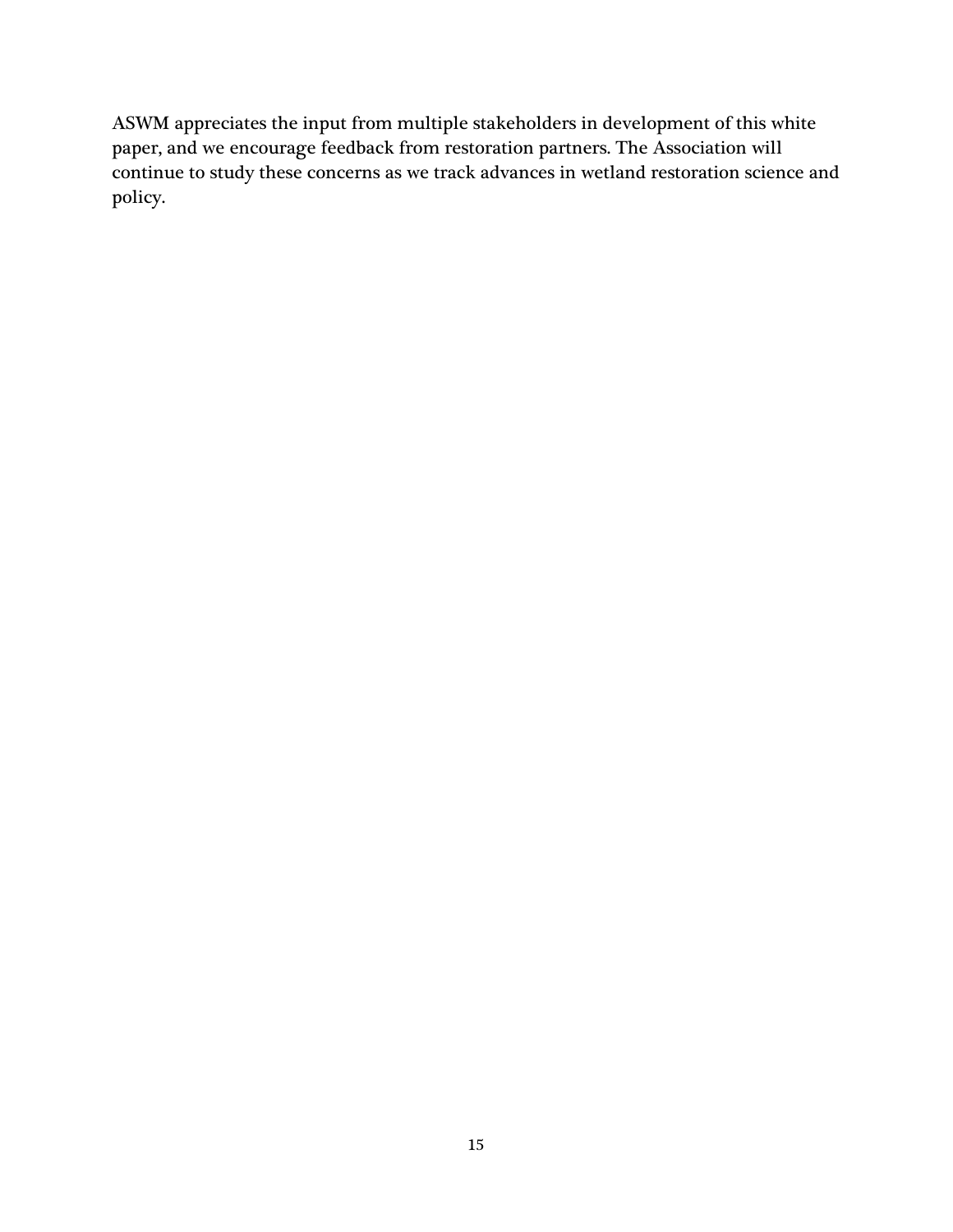ASWM appreciates the input from multiple stakeholders in development of this white paper, and we encourage feedback from restoration partners. The Association will continue to study these concerns as we track advances in wetland restoration science and policy.